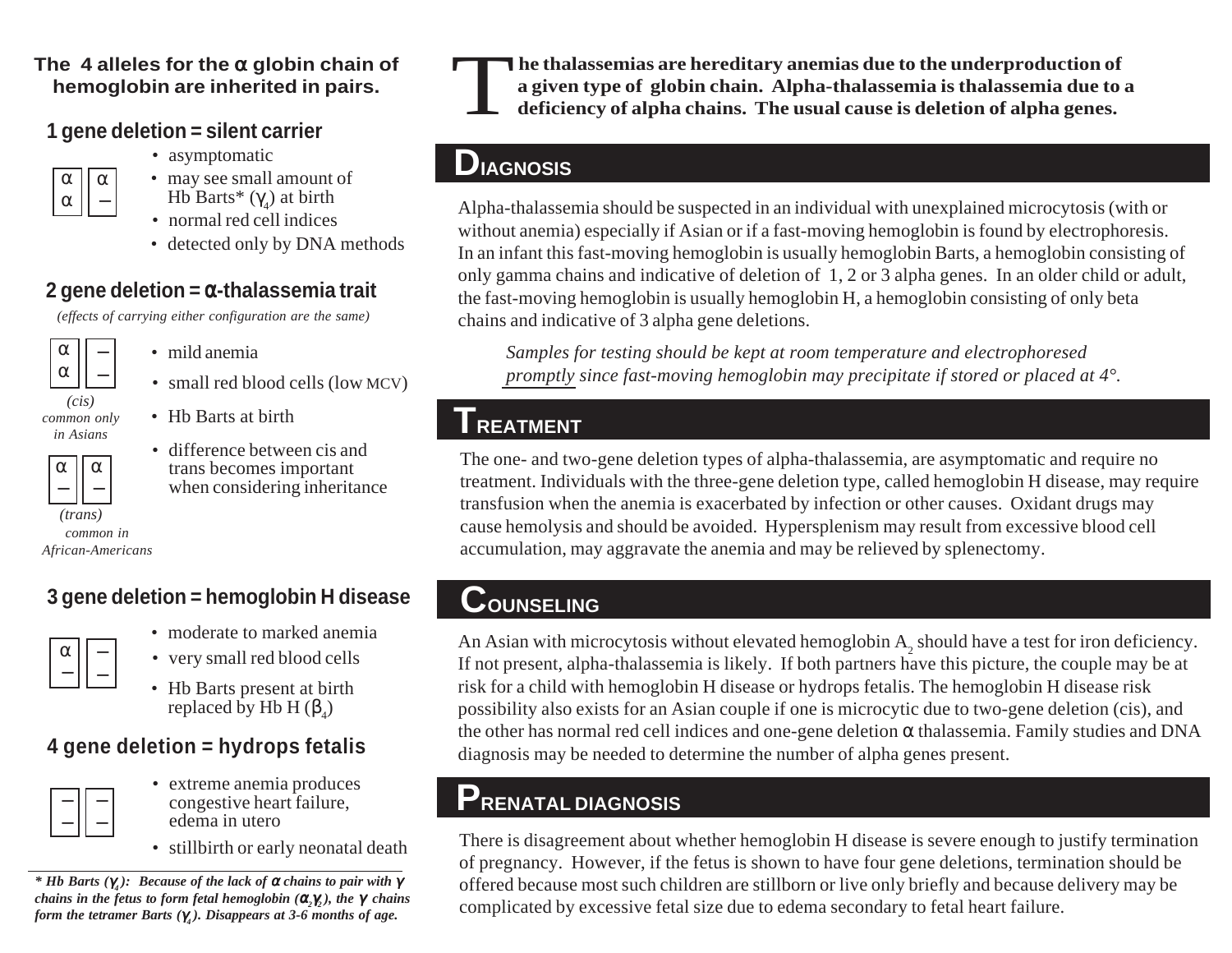## The 4 alleles for the α globin chain of hemoglobin are inherited in pairs.

### 1 gene deletion = silent carrier

| α | α |
| --- | --- |
| α | – |

- asymptomatic
- may see small amount of Hb Barts* ($\gamma_4$) at birth
- normal red cell indices
- detected only by DNA methods

### 2 gene deletion = α-thalassemia trait

*(effects of carrying either configuration are the same)*

| α | – |
| --- | --- |
| α | – |

*(cis) common only in Asians*

| α | α |
| --- | --- |
| – | – |

*(trans) common in African-Americans*

- mild anemia
- small red blood cells (low MCV)
- Hb Barts at birth
- difference between cis and trans becomes important when considering inheritance

### 3 gene deletion = hemoglobin H disease

| α | – |
| --- | --- |
| – | – |

- moderate to marked anemia
- very small red blood cells
- Hb Barts present at birth replaced by Hb H ($\beta_4$)

### 4 gene deletion = hydrops fetalis

| – | – |
| --- | --- |
| – | – |

- extreme anemia produces congestive heart failure, edema in utero
- stillbirth or early neonatal death

***\* Hb Barts ($\gamma_4$): Because of the lack of α chains to pair with γ chains in the fetus to form fetal hemoglobin ($\alpha_2\gamma_2$), the γ chains form the tetramer Barts ($\gamma_4$). Disappears at 3-6 months of age.***

**The thalassemias are hereditary anemias due to the underproduction of a given type of globin chain. Alpha-thalassemia is thalassemia due to a deficiency of alpha chains. The usual cause is deletion of alpha genes.**

## DIAGNOSIS

Alpha-thalassemia should be suspected in an individual with unexplained microcytosis (with or without anemia) especially if Asian or if a fast-moving hemoglobin is found by electrophoresis. In an infant this fast-moving hemoglobin is usually hemoglobin Barts, a hemoglobin consisting of only gamma chains and indicative of deletion of 1, 2 or 3 alpha genes. In an older child or adult, the fast-moving hemoglobin is usually hemoglobin H, a hemoglobin consisting of only beta chains and indicative of 3 alpha gene deletions.

*Samples for testing should be kept at room temperature and electrophoresed promptly since fast-moving hemoglobin may precipitate if stored or placed at 4°.*

## TREATMENT

The one- and two-gene deletion types of alpha-thalassemia, are asymptomatic and require no treatment. Individuals with the three-gene deletion type, called hemoglobin H disease, may require transfusion when the anemia is exacerbated by infection or other causes. Oxidant drugs may cause hemolysis and should be avoided. Hypersplenism may result from excessive blood cell accumulation, may aggravate the anemia and may be relieved by splenectomy.

## COUNSELING

An Asian with microcytosis without elevated hemoglobin $A_2$ should have a test for iron deficiency. If not present, alpha-thalassemia is likely. If both partners have this picture, the couple may be at risk for a child with hemoglobin H disease or hydrops fetalis. The hemoglobin H disease risk possibility also exists for an Asian couple if one is microcytic due to two-gene deletion (cis), and the other has normal red cell indices and one-gene deletion α thalassemia. Family studies and DNA diagnosis may be needed to determine the number of alpha genes present.

## PRENATAL DIAGNOSIS

There is disagreement about whether hemoglobin H disease is severe enough to justify termination of pregnancy. However, if the fetus is shown to have four gene deletions, termination should be offered because most such children are stillborn or live only briefly and because delivery may be complicated by excessive fetal size due to edema secondary to fetal heart failure.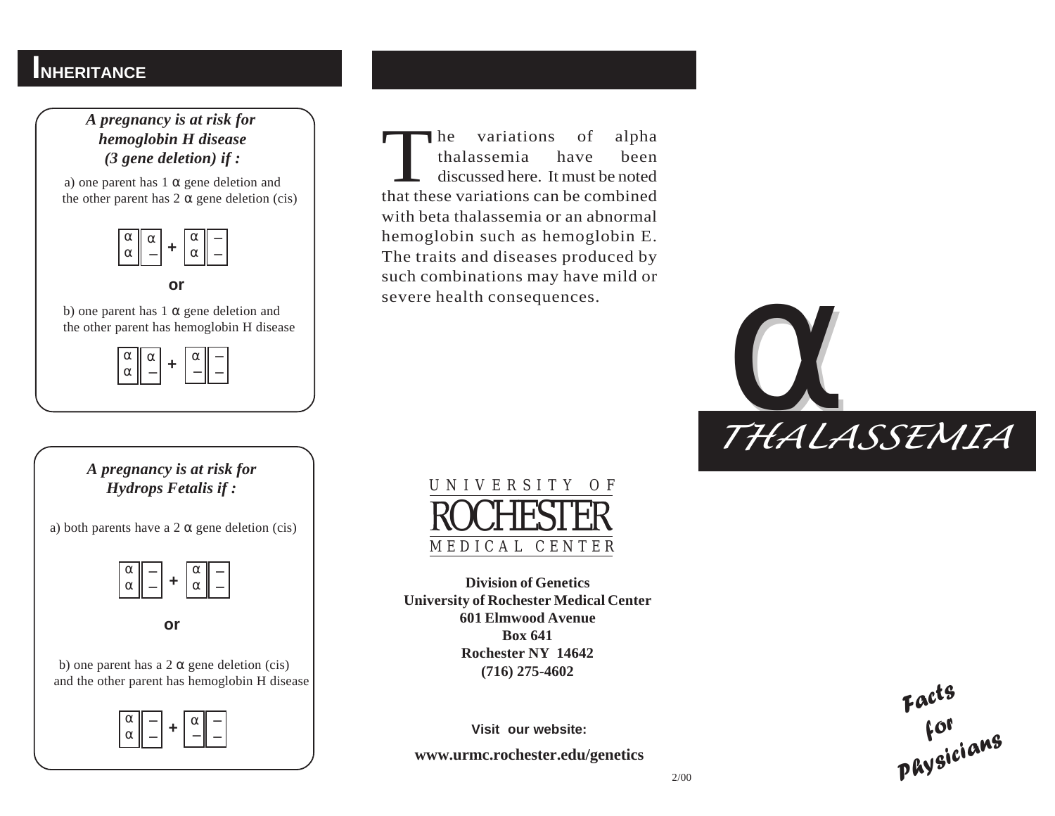# INHERITANCE

***A pregnancy is at risk for hemoglobin H disease (3 gene deletion) if :***

a) one parent has 1 α gene deletion and the other parent has 2 α gene deletion (cis)

| | | | | |
|---|---|---|---|---|
| α | α | + | α | – |
| α | – | | α | – |

**or**

b) one parent has 1 α gene deletion and the other parent has hemoglobin H disease

| | | | | |
|---|---|---|---|---|
| α | α | + | α | – |
| α | – | | – | – |

***A pregnancy is at risk for Hydrops Fetalis if :***

a) both parents have a 2 α gene deletion (cis)

| | | | | |
|---|---|---|---|---|
| α | – | + | α | – |
| α | – | | α | – |

**or**

b) one parent has a 2 α gene deletion (cis) and the other parent has hemoglobin H disease

| | | | | |
|---|---|---|---|---|
| α | – | + | α | – |
| α | – | | – | – |

The variations of alpha thalassemia have been discussed here. It must be noted that these variations can be combined with beta thalassemia or an abnormal hemoglobin such as hemoglobin E. The traits and diseases produced by such combinations may have mild or severe health consequences.

UNIVERSITY OF ROCHESTER MEDICAL CENTER

**Division of Genetics**
**University of Rochester Medical Center**
**601 Elmwood Avenue**
**Box 641**
**Rochester NY 14642**
**(716) 275-4602**

**Visit our website:**

**www.urmc.rochester.edu/genetics**

2/00

# α THALASSEMIA

*Facts for Physicians*